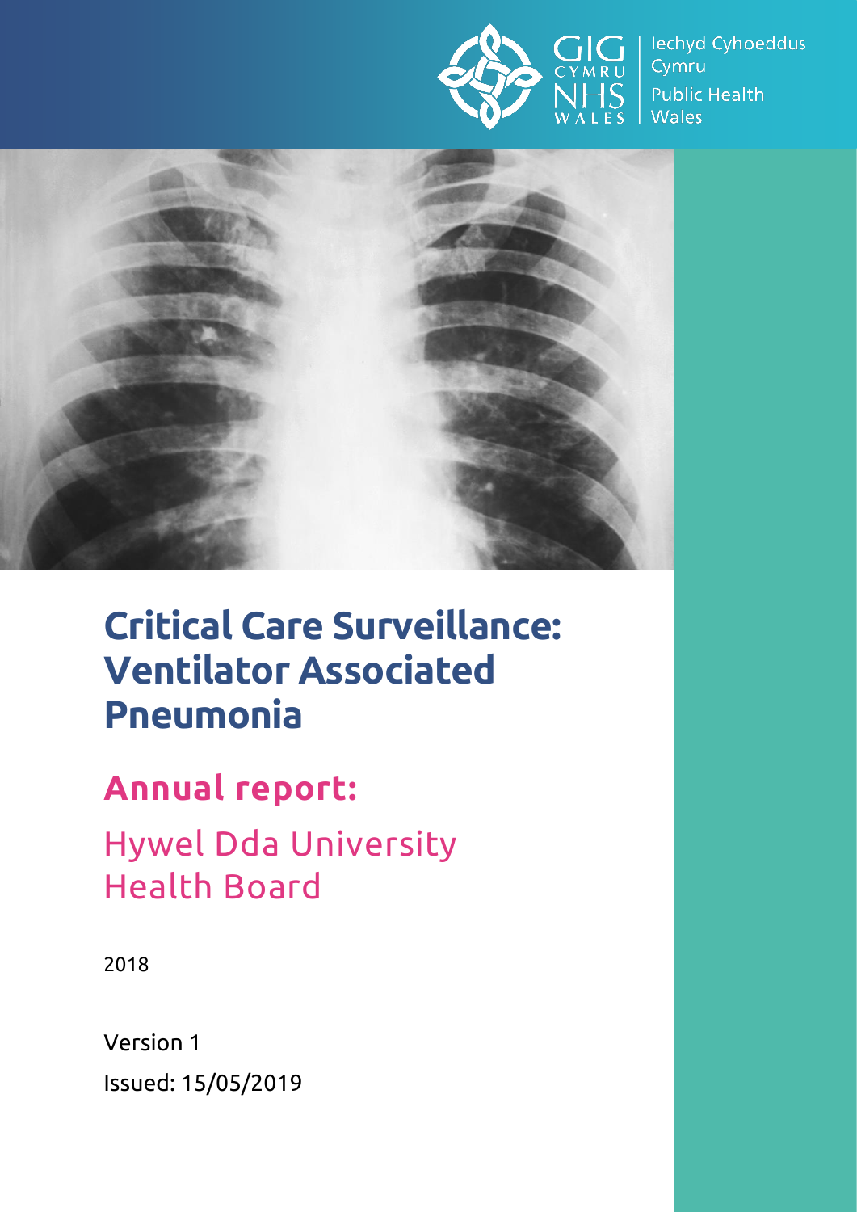GIG CYMRU NHS WALES | Iechyd Cyhoeddus Cymru Public Health Wales

# Critical Care Surveillance: Ventilator Associated Pneumonia

## Annual report:

## Hywel Dda University Health Board

2018

Version 1

Issued: 15/05/2019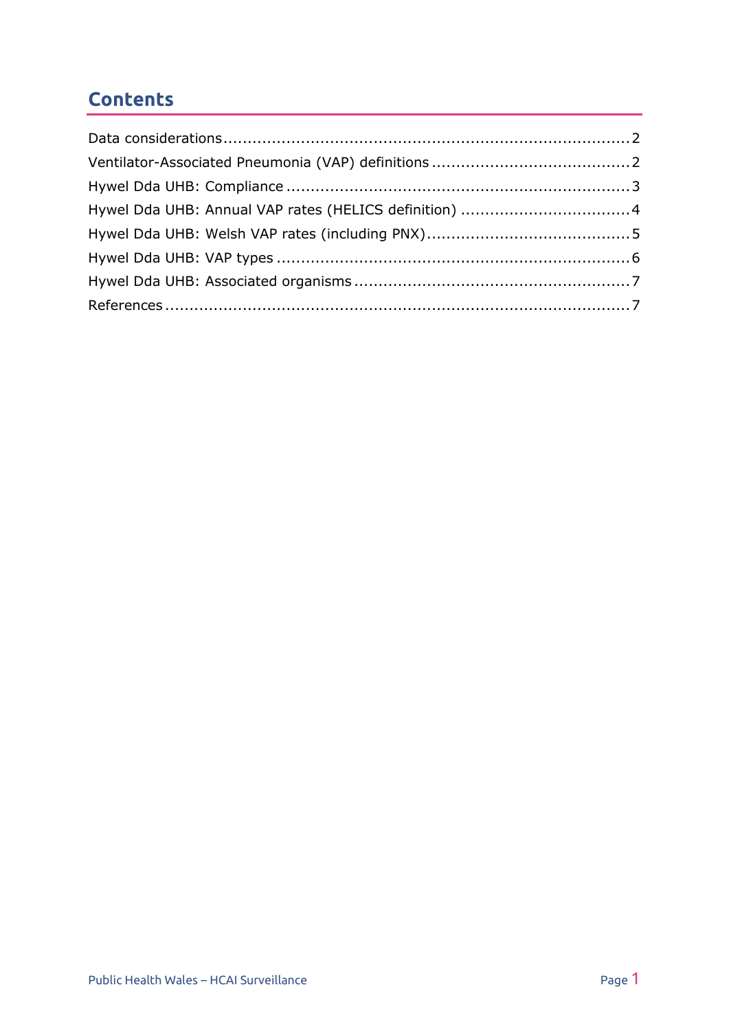## Contents

Data considerations ..... 2

Ventilator-Associated Pneumonia (VAP) definitions ..... 2

Hywel Dda UHB: Compliance ..... 3

Hywel Dda UHB: Annual VAP rates (HELICS definition) ..... 4

Hywel Dda UHB: Welsh VAP rates (including PNX) ..... 5

Hywel Dda UHB: VAP types ..... 6

Hywel Dda UHB: Associated organisms ..... 7

References ..... 7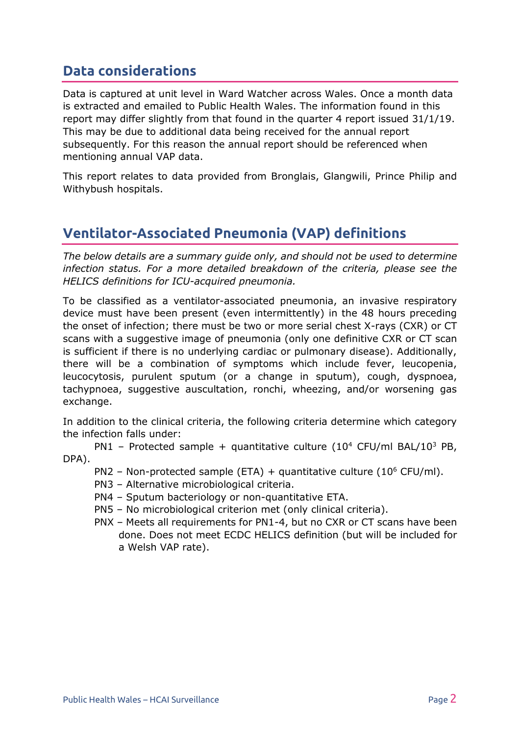## Data considerations

Data is captured at unit level in Ward Watcher across Wales. Once a month data is extracted and emailed to Public Health Wales. The information found in this report may differ slightly from that found in the quarter 4 report issued 31/1/19. This may be due to additional data being received for the annual report subsequently. For this reason the annual report should be referenced when mentioning annual VAP data.

This report relates to data provided from Bronglais, Glangwili, Prince Philip and Withybush hospitals.

## Ventilator-Associated Pneumonia (VAP) definitions

*The below details are a summary guide only, and should not be used to determine infection status. For a more detailed breakdown of the criteria, please see the HELICS definitions for ICU-acquired pneumonia.*

To be classified as a ventilator-associated pneumonia, an invasive respiratory device must have been present (even intermittently) in the 48 hours preceding the onset of infection; there must be two or more serial chest X-rays (CXR) or CT scans with a suggestive image of pneumonia (only one definitive CXR or CT scan is sufficient if there is no underlying cardiac or pulmonary disease). Additionally, there will be a combination of symptoms which include fever, leucopenia, leucocytosis, purulent sputum (or a change in sputum), cough, dyspnoea, tachypnoea, suggestive auscultation, ronchi, wheezing, and/or worsening gas exchange.

In addition to the clinical criteria, the following criteria determine which category the infection falls under:

- PN1 – Protected sample + quantitative culture ($10^4$ CFU/ml BAL/$10^3$ PB, DPA).
- PN2 – Non-protected sample (ETA) + quantitative culture ($10^6$ CFU/ml).
- PN3 – Alternative microbiological criteria.
- PN4 – Sputum bacteriology or non-quantitative ETA.
- PN5 – No microbiological criterion met (only clinical criteria).
- PNX – Meets all requirements for PN1-4, but no CXR or CT scans have been done. Does not meet ECDC HELICS definition (but will be included for a Welsh VAP rate).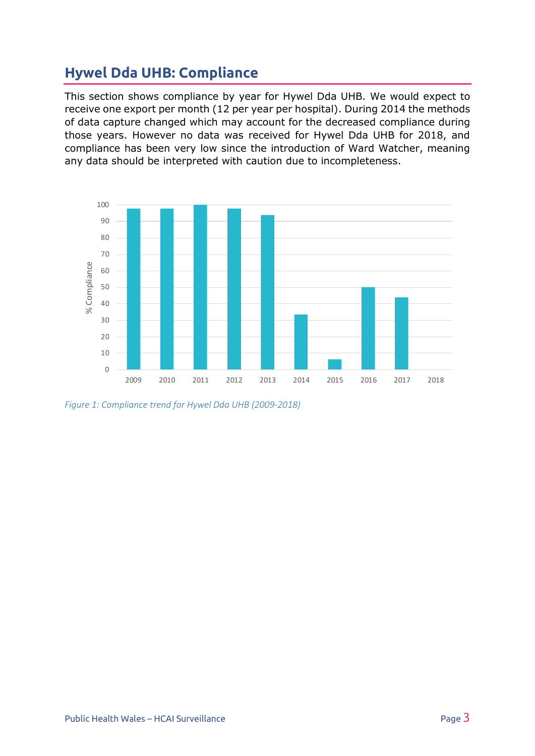## Hywel Dda UHB: Compliance

This section shows compliance by year for Hywel Dda UHB. We would expect to receive one export per month (12 per year per hospital). During 2014 the methods of data capture changed which may account for the decreased compliance during those years. However no data was received for Hywel Dda UHB for 2018, and compliance has been very low since the introduction of Ward Watcher, meaning any data should be interpreted with caution due to incompleteness.

*Figure 1: Compliance trend for Hywel Dda UHB (2009-2018)*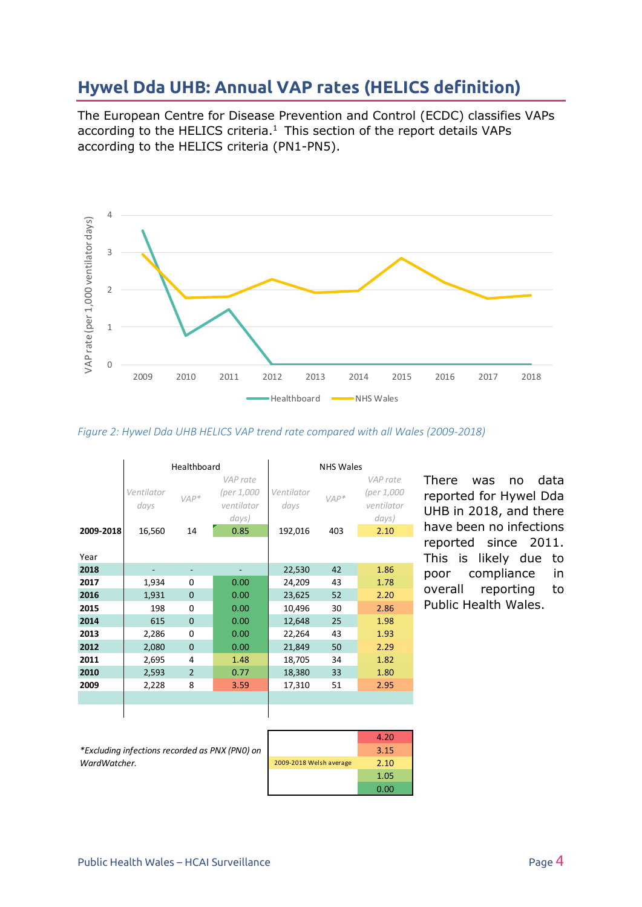## Hywel Dda UHB: Annual VAP rates (HELICS definition)

The European Centre for Disease Prevention and Control (ECDC) classifies VAPs according to the HELICS criteria.[1] This section of the report details VAPs according to the HELICS criteria (PN1-PN5).

*Figure 2: Hywel Dda UHB HELICS VAP trend rate compared with all Wales (2009-2018)*

| | Healthboard | | | NHS Wales | | |
|---|---|---|---|---|---|---|
| | *Ventilator days* | *VAP** | *VAP rate (per 1,000 ventilator days)* | *Ventilator days* | *VAP** | *VAP rate (per 1,000 ventilator days)* |
| **2009-2018** | 16,560 | 14 | 0.85 | 192,016 | 403 | 2.10 |
| Year | | | | | | |
| **2018** | - | - | - | 22,530 | 42 | 1.86 |
| **2017** | 1,934 | 0 | 0.00 | 24,209 | 43 | 1.78 |
| **2016** | 1,931 | 0 | 0.00 | 23,625 | 52 | 2.20 |
| **2015** | 198 | 0 | 0.00 | 10,496 | 30 | 2.86 |
| **2014** | 615 | 0 | 0.00 | 12,648 | 25 | 1.98 |
| **2013** | 2,286 | 0 | 0.00 | 22,264 | 43 | 1.93 |
| **2012** | 2,080 | 0 | 0.00 | 21,849 | 50 | 2.29 |
| **2011** | 2,695 | 4 | 1.48 | 18,705 | 34 | 1.82 |
| **2010** | 2,593 | 2 | 0.77 | 18,380 | 33 | 1.80 |
| **2009** | 2,228 | 8 | 3.59 | 17,310 | 51 | 2.95 |

There was no data reported for Hywel Dda UHB in 2018, and there have been no infections reported since 2011. This is likely due to poor compliance in overall reporting to Public Health Wales.

*\*Excluding infections recorded as PNX (PN0) on WardWatcher.*

| | |
|---|---|
| | 4.20 |
| | 3.15 |
| 2009-2018 Welsh average | 2.10 |
| | 1.05 |
| | 0.00 |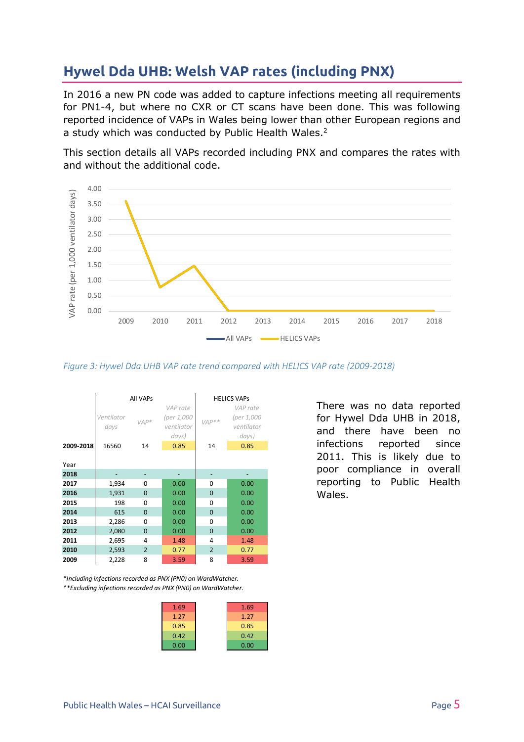## Hywel Dda UHB: Welsh VAP rates (including PNX)

In 2016 a new PN code was added to capture infections meeting all requirements for PN1-4, but where no CXR or CT scans have been done. This was following reported incidence of VAPs in Wales being lower than other European regions and a study which was conducted by Public Health Wales.[2]

This section details all VAPs recorded including PNX and compares the rates with and without the additional code.

*Figure 3: Hywel Dda UHB VAP rate trend compared with HELICS VAP rate (2009-2018)*

| | All VAPs | | | HELICS VAPs | |
|---|---|---|---|---|---|
| | Ventilator days | VAP* | VAP rate (per 1,000 ventilator days) | VAP** | VAP rate (per 1,000 ventilator days) |
| **2009-2018** | 16560 | 14 | 0.85 | 14 | 0.85 |
| Year | | | | | |
| **2018** | - | - | - | - | - |
| **2017** | 1,934 | 0 | 0.00 | 0 | 0.00 |
| **2016** | 1,931 | 0 | 0.00 | 0 | 0.00 |
| **2015** | 198 | 0 | 0.00 | 0 | 0.00 |
| **2014** | 615 | 0 | 0.00 | 0 | 0.00 |
| **2013** | 2,286 | 0 | 0.00 | 0 | 0.00 |
| **2012** | 2,080 | 0 | 0.00 | 0 | 0.00 |
| **2011** | 2,695 | 4 | 1.48 | 4 | 1.48 |
| **2010** | 2,593 | 2 | 0.77 | 2 | 0.77 |
| **2009** | 2,228 | 8 | 3.59 | 8 | 3.59 |

*\*Including infections recorded as PNX (PN0) on WardWatcher.*
*\*\*Excluding infections recorded as PNX (PN0) on WardWatcher.*

| All VAPs | HELICS VAPs |
|---|---|
| 1.69 | 1.69 |
| 1.27 | 1.27 |
| 0.85 | 0.85 |
| 0.42 | 0.42 |
| 0.00 | 0.00 |

There was no data reported for Hywel Dda UHB in 2018, and there have been no infections reported since 2011. This is likely due to poor compliance in overall reporting to Public Health Wales.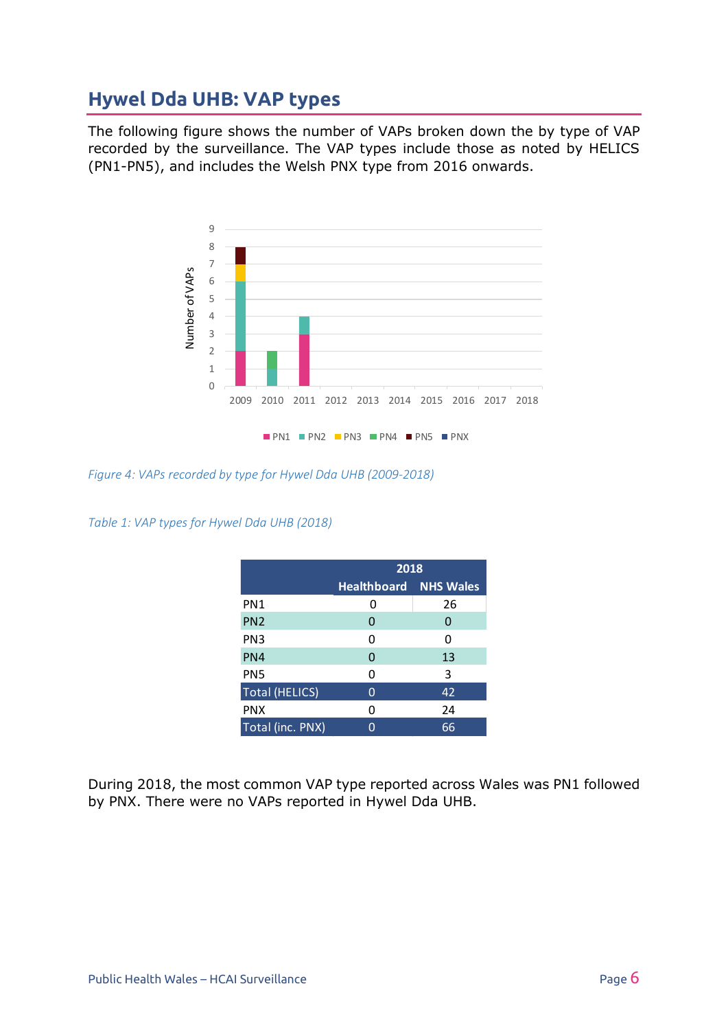## Hywel Dda UHB: VAP types

The following figure shows the number of VAPs broken down the by type of VAP recorded by the surveillance. The VAP types include those as noted by HELICS (PN1-PN5), and includes the Welsh PNX type from 2016 onwards.

*Figure 4: VAPs recorded by type for Hywel Dda UHB (2009-2018)*

*Table 1: VAP types for Hywel Dda UHB (2018)*

| | 2018 | |
|---|---|---|
| | Healthboard | NHS Wales |
| PN1 | 0 | 26 |
| PN2 | 0 | 0 |
| PN3 | 0 | 0 |
| PN4 | 0 | 13 |
| PN5 | 0 | 3 |
| Total (HELICS) | 0 | 42 |
| PNX | 0 | 24 |
| Total (inc. PNX) | 0 | 66 |

During 2018, the most common VAP type reported across Wales was PN1 followed by PNX. There were no VAPs reported in Hywel Dda UHB.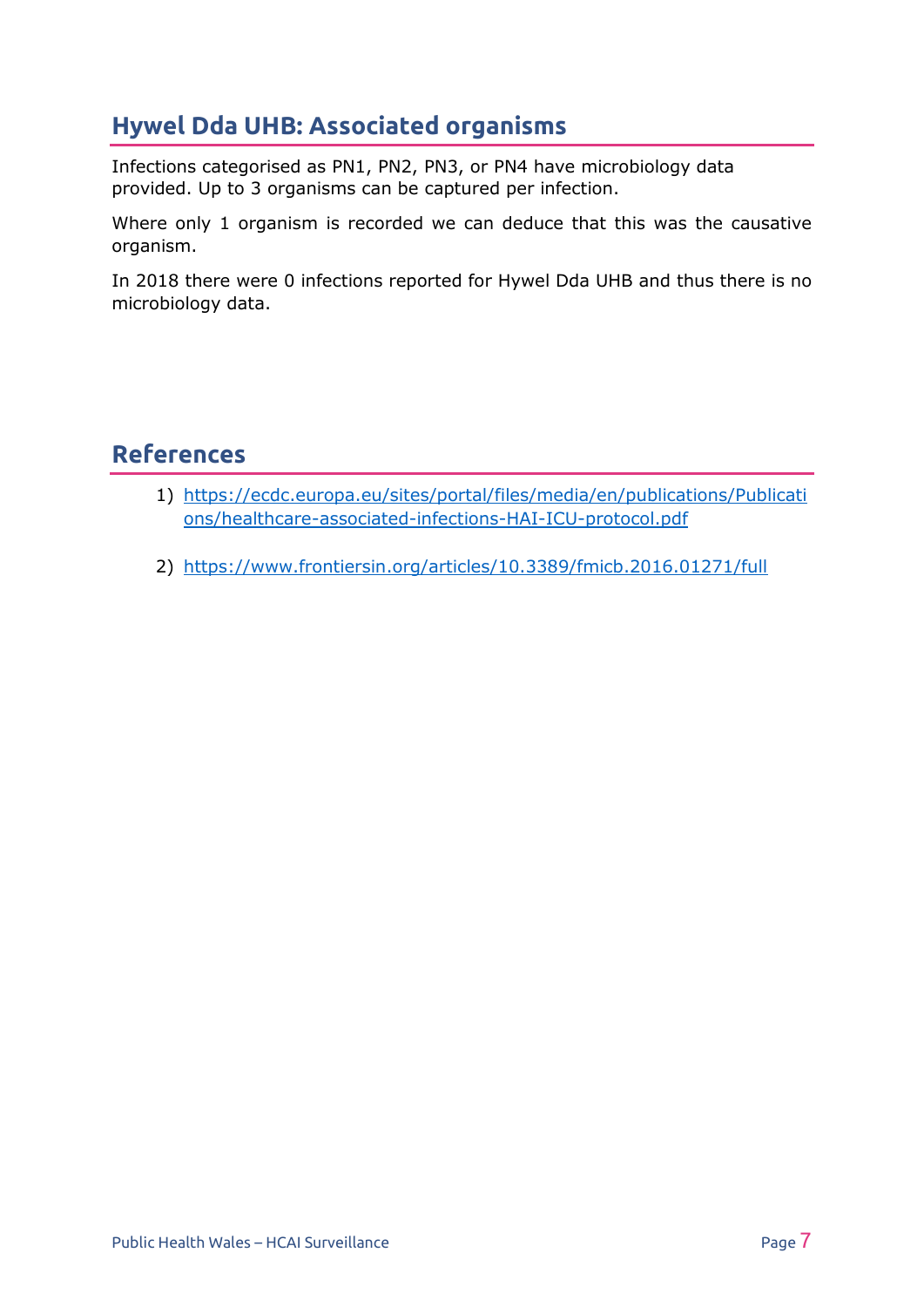## Hywel Dda UHB: Associated organisms

Infections categorised as PN1, PN2, PN3, or PN4 have microbiology data provided. Up to 3 organisms can be captured per infection.

Where only 1 organism is recorded we can deduce that this was the causative organism.

In 2018 there were 0 infections reported for Hywel Dda UHB and thus there is no microbiology data.

## References

1) https://ecdc.europa.eu/sites/portal/files/media/en/publications/Publications/healthcare-associated-infections-HAI-ICU-protocol.pdf

2) https://www.frontiersin.org/articles/10.3389/fmicb.2016.01271/full